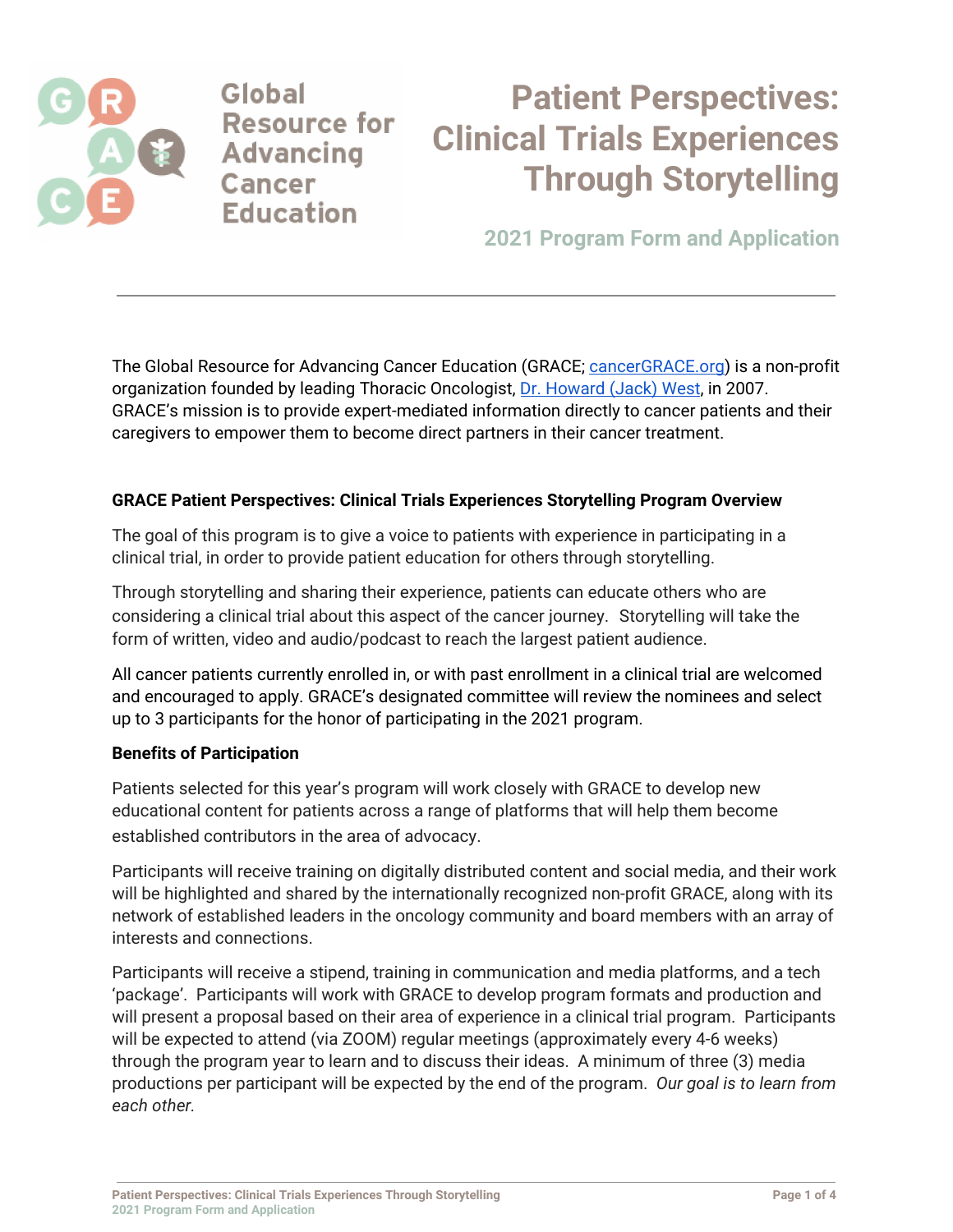Global Resource for Advancing Cancer Education

# Patient Perspectives: Clinical Trials Experiences Through Storytelling

## 2021 Program Form and Application

---

The Global Resource for Advancing Cancer Education (GRACE; [cancerGRACE.org](cancerGRACE.org)) is a non-profit organization founded by leading Thoracic Oncologist, [Dr. Howard (Jack) West](Dr. Howard (Jack) West), in 2007. GRACE's mission is to provide expert-mediated information directly to cancer patients and their caregivers to empower them to become direct partners in their cancer treatment.

**GRACE Patient Perspectives: Clinical Trials Experiences Storytelling Program Overview**

The goal of this program is to give a voice to patients with experience in participating in a clinical trial, in order to provide patient education for others through storytelling.

Through storytelling and sharing their experience, patients can educate others who are considering a clinical trial about this aspect of the cancer journey. Storytelling will take the form of written, video and audio/podcast to reach the largest patient audience.

All cancer patients currently enrolled in, or with past enrollment in a clinical trial are welcomed and encouraged to apply. GRACE's designated committee will review the nominees and select up to 3 participants for the honor of participating in the 2021 program.

**Benefits of Participation**

Patients selected for this year's program will work closely with GRACE to develop new educational content for patients across a range of platforms that will help them become established contributors in the area of advocacy.

Participants will receive training on digitally distributed content and social media, and their work will be highlighted and shared by the internationally recognized non-profit GRACE, along with its network of established leaders in the oncology community and board members with an array of interests and connections.

Participants will receive a stipend, training in communication and media platforms, and a tech 'package'. Participants will work with GRACE to develop program formats and production and will present a proposal based on their area of experience in a clinical trial program. Participants will be expected to attend (via ZOOM) regular meetings (approximately every 4-6 weeks) through the program year to learn and to discuss their ideas. A minimum of three (3) media productions per participant will be expected by the end of the program. *Our goal is to learn from each other.*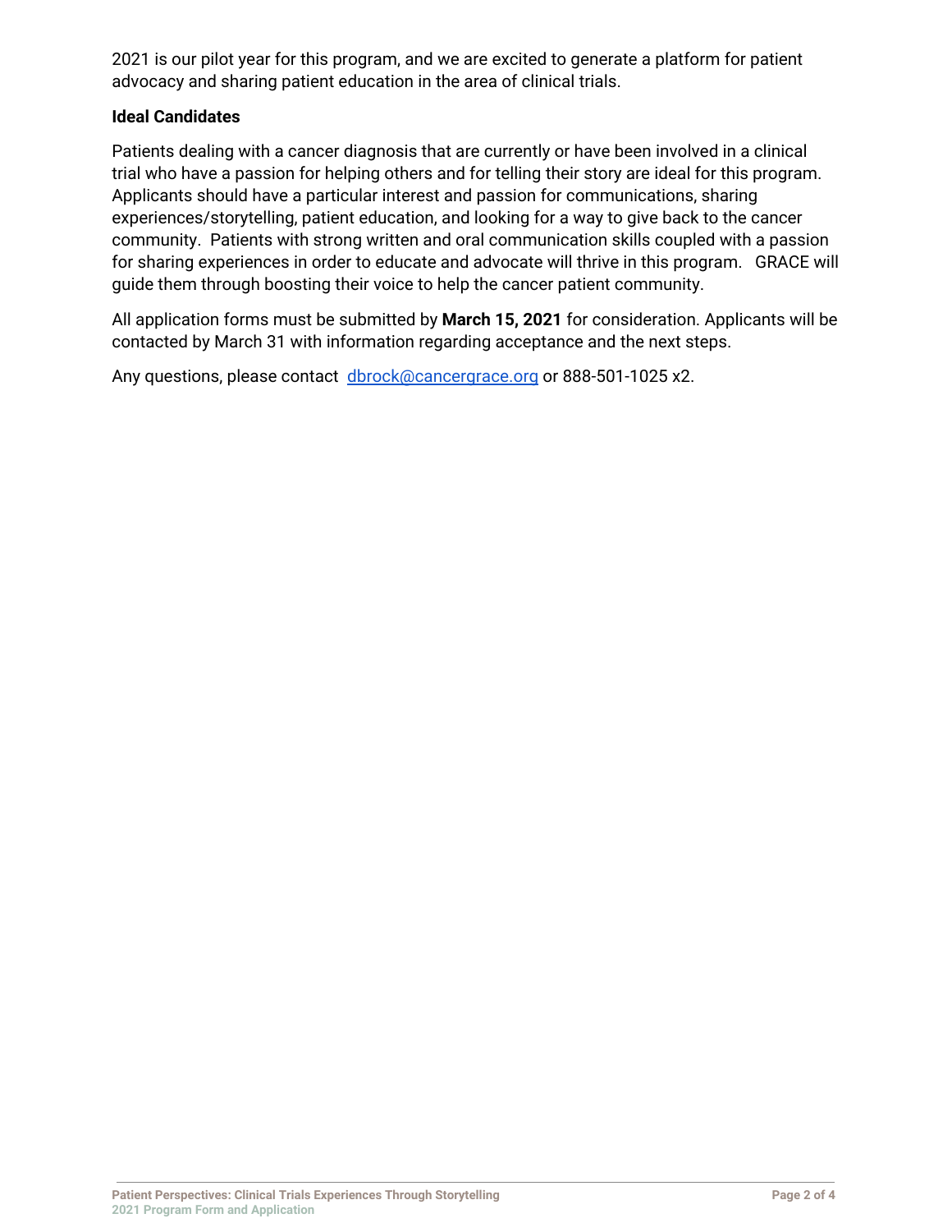2021 is our pilot year for this program, and we are excited to generate a platform for patient advocacy and sharing patient education in the area of clinical trials.

**Ideal Candidates**

Patients dealing with a cancer diagnosis that are currently or have been involved in a clinical trial who have a passion for helping others and for telling their story are ideal for this program. Applicants should have a particular interest and passion for communications, sharing experiences/storytelling, patient education, and looking for a way to give back to the cancer community. Patients with strong written and oral communication skills coupled with a passion for sharing experiences in order to educate and advocate will thrive in this program. GRACE will guide them through boosting their voice to help the cancer patient community.

All application forms must be submitted by **March 15, 2021** for consideration. Applicants will be contacted by March 31 with information regarding acceptance and the next steps.

Any questions, please contact dbrock@cancergrace.org or 888-501-1025 x2.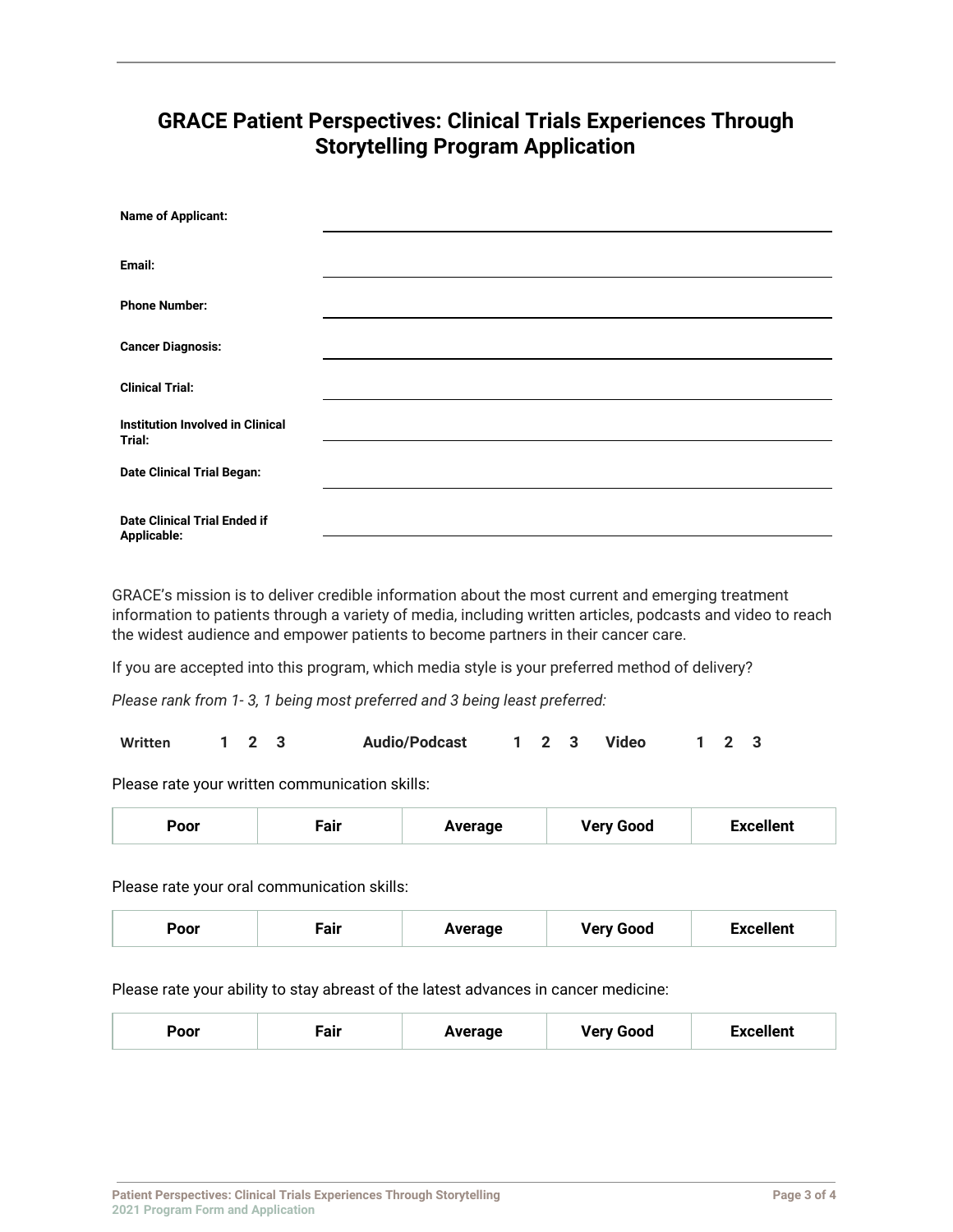# GRACE Patient Perspectives: Clinical Trials Experiences Through Storytelling Program Application

**Name of Applicant:** \_\_\_\_\_\_\_\_\_\_\_\_\_\_\_\_\_\_\_\_

**Email:** \_\_\_\_\_\_\_\_\_\_\_\_\_\_\_\_\_\_\_\_

**Phone Number:** \_\_\_\_\_\_\_\_\_\_\_\_\_\_\_\_\_\_\_\_

**Cancer Diagnosis:** \_\_\_\_\_\_\_\_\_\_\_\_\_\_\_\_\_\_\_\_

**Clinical Trial:** \_\_\_\_\_\_\_\_\_\_\_\_\_\_\_\_\_\_\_\_

**Institution Involved in Clinical Trial:** \_\_\_\_\_\_\_\_\_\_\_\_\_\_\_\_\_\_\_\_

**Date Clinical Trial Began:** \_\_\_\_\_\_\_\_\_\_\_\_\_\_\_\_\_\_\_\_

**Date Clinical Trial Ended if Applicable:** \_\_\_\_\_\_\_\_\_\_\_\_\_\_\_\_\_\_\_\_

GRACE's mission is to deliver credible information about the most current and emerging treatment information to patients through a variety of media, including written articles, podcasts and video to reach the widest audience and empower patients to become partners in their cancer care.

If you are accepted into this program, which media style is your preferred method of delivery?

*Please rank from 1- 3, 1 being most preferred and 3 being least preferred:*

**Written** 1 2 3 **Audio/Podcast** 1 2 3 **Video** 1 2 3

Please rate your written communication skills:

| Poor | Fair | Average | Very Good | Excellent |
|---|---|---|---|---|

Please rate your oral communication skills:

| Poor | Fair | Average | Very Good | Excellent |
|---|---|---|---|---|

Please rate your ability to stay abreast of the latest advances in cancer medicine:

| Poor | Fair | Average | Very Good | Excellent |
|---|---|---|---|---|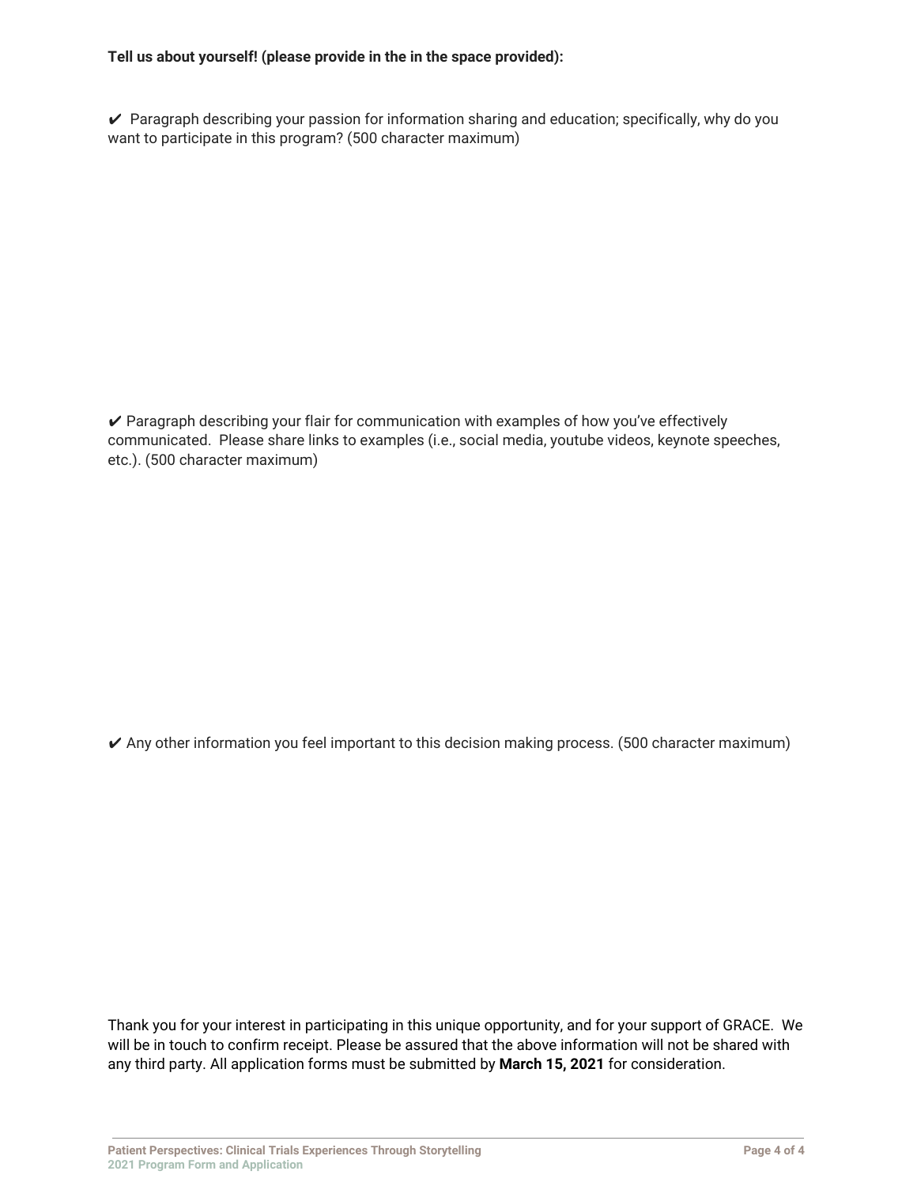**Tell us about yourself! (please provide in the in the space provided):**

✔ Paragraph describing your passion for information sharing and education; specifically, why do you want to participate in this program? (500 character maximum)

✔ Paragraph describing your flair for communication with examples of how you've effectively communicated. Please share links to examples (i.e., social media, youtube videos, keynote speeches, etc.). (500 character maximum)

✔ Any other information you feel important to this decision making process. (500 character maximum)

Thank you for your interest in participating in this unique opportunity, and for your support of GRACE. We will be in touch to confirm receipt. Please be assured that the above information will not be shared with any third party. All application forms must be submitted by **March 15, 2021** for consideration.